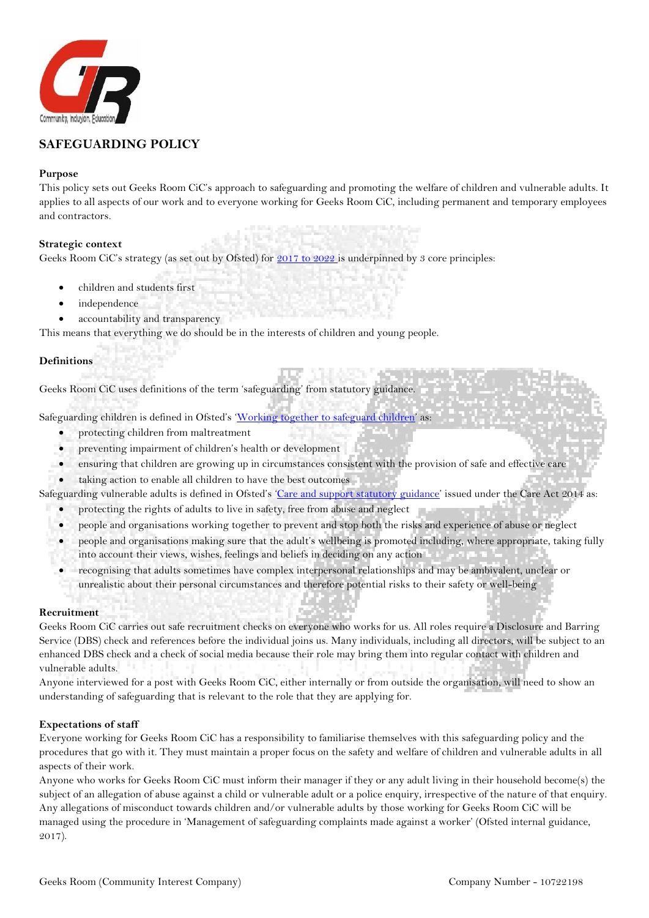# SAFEGUARDING POLICY

**Purpose**
This policy sets out Geeks Room CiC's approach to safeguarding and promoting the welfare of children and vulnerable adults. It applies to all aspects of our work and to everyone working for Geeks Room CiC, including permanent and temporary employees and contractors.

**Strategic context**
Geeks Room CiC's strategy (as set out by Ofsted) for [2017 to 2022](#) is underpinned by 3 core principles:

- children and students first
- independence
- accountability and transparency

This means that everything we do should be in the interests of children and young people.

**Definitions**

Geeks Room CiC uses definitions of the term 'safeguarding' from statutory guidance.

Safeguarding children is defined in Ofsted's '[Working together to safeguard children](#)' as:

- protecting children from maltreatment
- preventing impairment of children's health or development
- ensuring that children are growing up in circumstances consistent with the provision of safe and effective care
- taking action to enable all children to have the best outcomes

Safeguarding vulnerable adults is defined in Ofsted's '[Care and support statutory guidance](#)' issued under the Care Act 2014 as:

- protecting the rights of adults to live in safety, free from abuse and neglect
- people and organisations working together to prevent and stop both the risks and experience of abuse or neglect
- people and organisations making sure that the adult's wellbeing is promoted including, where appropriate, taking fully into account their views, wishes, feelings and beliefs in deciding on any action
- recognising that adults sometimes have complex interpersonal relationships and may be ambivalent, unclear or unrealistic about their personal circumstances and therefore potential risks to their safety or well-being

**Recruitment**
Geeks Room CiC carries out safe recruitment checks on everyone who works for us. All roles require a Disclosure and Barring Service (DBS) check and references before the individual joins us. Many individuals, including all directors, will be subject to an enhanced DBS check and a check of social media because their role may bring them into regular contact with children and vulnerable adults.
Anyone interviewed for a post with Geeks Room CiC, either internally or from outside the organisation, will need to show an understanding of safeguarding that is relevant to the role that they are applying for.

**Expectations of staff**
Everyone working for Geeks Room CiC has a responsibility to familiarise themselves with this safeguarding policy and the procedures that go with it. They must maintain a proper focus on the safety and welfare of children and vulnerable adults in all aspects of their work.
Anyone who works for Geeks Room CiC must inform their manager if they or any adult living in their household become(s) the subject of an allegation of abuse against a child or vulnerable adult or a police enquiry, irrespective of the nature of that enquiry.
Any allegations of misconduct towards children and/or vulnerable adults by those working for Geeks Room CiC will be managed using the procedure in 'Management of safeguarding complaints made against a worker' (Ofsted internal guidance, 2017).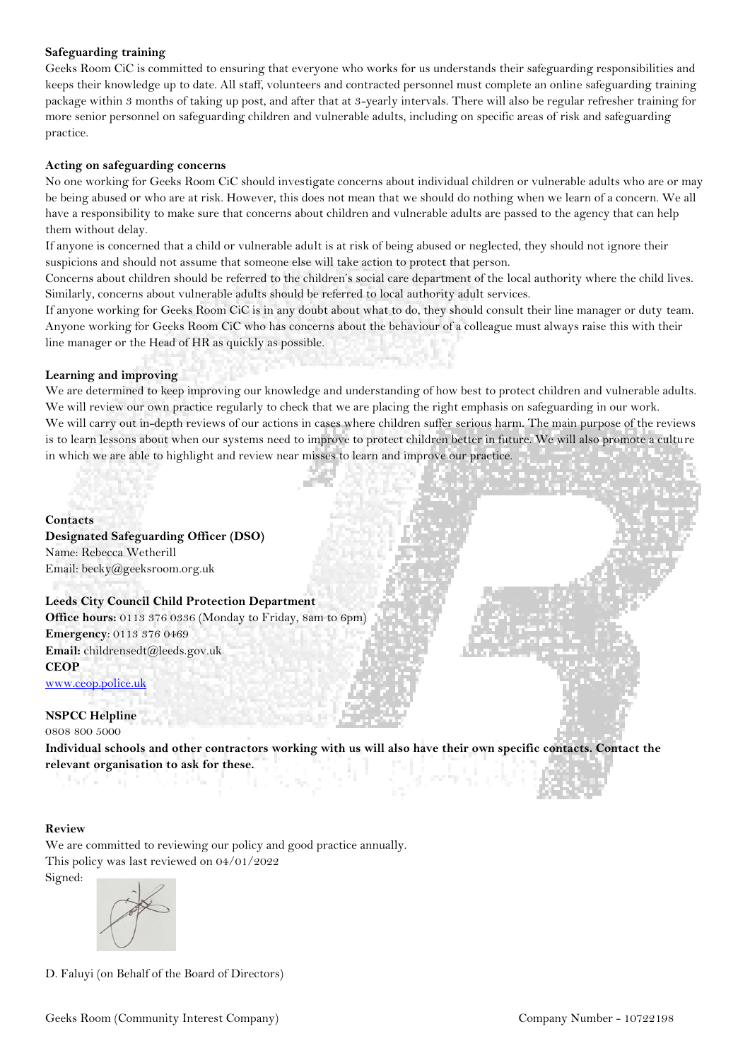**Safeguarding training**

Geeks Room CiC is committed to ensuring that everyone who works for us understands their safeguarding responsibilities and keeps their knowledge up to date. All staff, volunteers and contracted personnel must complete an online safeguarding training package within 3 months of taking up post, and after that at 3-yearly intervals. There will also be regular refresher training for more senior personnel on safeguarding children and vulnerable adults, including on specific areas of risk and safeguarding practice.

**Acting on safeguarding concerns**

No one working for Geeks Room CiC should investigate concerns about individual children or vulnerable adults who are or may be being abused or who are at risk. However, this does not mean that we should do nothing when we learn of a concern. We all have a responsibility to make sure that concerns about children and vulnerable adults are passed to the agency that can help them without delay.

If anyone is concerned that a child or vulnerable adult is at risk of being abused or neglected, they should not ignore their suspicions and should not assume that someone else will take action to protect that person.

Concerns about children should be referred to the children's social care department of the local authority where the child lives. Similarly, concerns about vulnerable adults should be referred to local authority adult services.

If anyone working for Geeks Room CiC is in any doubt about what to do, they should consult their line manager or duty team. Anyone working for Geeks Room CiC who has concerns about the behaviour of a colleague must always raise this with their line manager or the Head of HR as quickly as possible.

**Learning and improving**

We are determined to keep improving our knowledge and understanding of how best to protect children and vulnerable adults. We will review our own practice regularly to check that we are placing the right emphasis on safeguarding in our work.

We will carry out in-depth reviews of our actions in cases where children suffer serious harm. The main purpose of the reviews is to learn lessons about when our systems need to improve to protect children better in future. We will also promote a culture in which we are able to highlight and review near misses to learn and improve our practice.

**Contacts**

**Designated Safeguarding Officer (DSO)**
Name: Rebecca Wetherill
Email: becky@geeksroom.org.uk

**Leeds City Council Child Protection Department**
**Office hours:** 0113 376 0336 (Monday to Friday, 8am to 6pm)
**Emergency**: 0113 376 0469
**Email:** childrensedt@leeds.gov.uk
**CEOP**
www.ceop.police.uk

**NSPCC Helpline**
0808 800 5000

**Individual schools and other contractors working with us will also have their own specific contacts. Contact the relevant organisation to ask for these.**

**Review**

We are committed to reviewing our policy and good practice annually.
This policy was last reviewed on 04/01/2022
Signed:

D. Faluyi (on Behalf of the Board of Directors)

Geeks Room (Community Interest Company) Company Number - 10722198